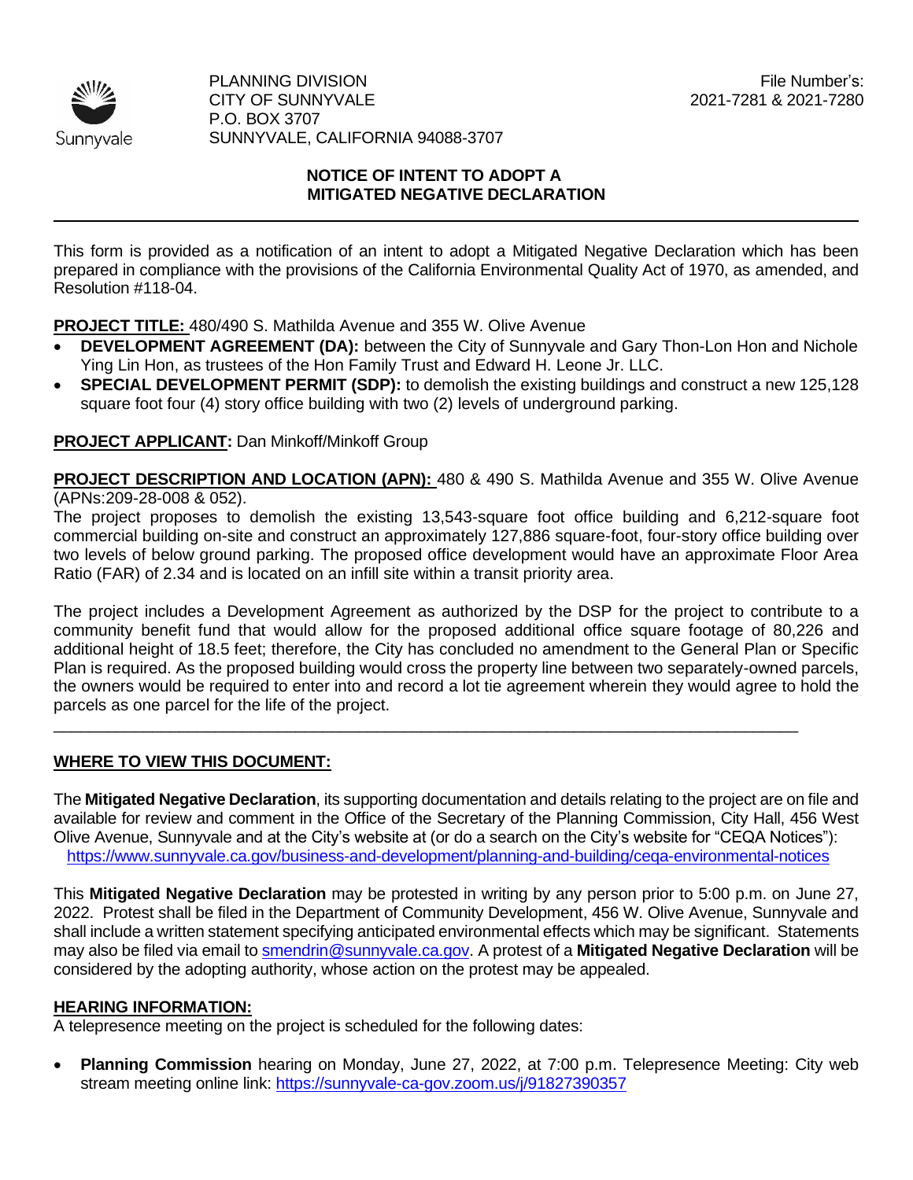Sunnyvale

PLANNING DIVISION
CITY OF SUNNYVALE
P.O. BOX 3707
SUNNYVALE, CALIFORNIA 94088-3707

File Number's:
2021-7281 & 2021-7280

# NOTICE OF INTENT TO ADOPT A MITIGATED NEGATIVE DECLARATION

This form is provided as a notification of an intent to adopt a Mitigated Negative Declaration which has been prepared in compliance with the provisions of the California Environmental Quality Act of 1970, as amended, and Resolution #118-04.

**PROJECT TITLE:** 480/490 S. Mathilda Avenue and 355 W. Olive Avenue

- **DEVELOPMENT AGREEMENT (DA):** between the City of Sunnyvale and Gary Thon-Lon Hon and Nichole Ying Lin Hon, as trustees of the Hon Family Trust and Edward H. Leone Jr. LLC.
- **SPECIAL DEVELOPMENT PERMIT (SDP):** to demolish the existing buildings and construct a new 125,128 square foot four (4) story office building with two (2) levels of underground parking.

**PROJECT APPLICANT:** Dan Minkoff/Minkoff Group

**PROJECT DESCRIPTION AND LOCATION (APN):** 480 & 490 S. Mathilda Avenue and 355 W. Olive Avenue (APNs:209-28-008 & 052).

The project proposes to demolish the existing 13,543-square foot office building and 6,212-square foot commercial building on-site and construct an approximately 127,886 square-foot, four-story office building over two levels of below ground parking. The proposed office development would have an approximate Floor Area Ratio (FAR) of 2.34 and is located on an infill site within a transit priority area.

The project includes a Development Agreement as authorized by the DSP for the project to contribute to a community benefit fund that would allow for the proposed additional office square footage of 80,226 and additional height of 18.5 feet; therefore, the City has concluded no amendment to the General Plan or Specific Plan is required. As the proposed building would cross the property line between two separately-owned parcels, the owners would be required to enter into and record a lot tie agreement wherein they would agree to hold the parcels as one parcel for the life of the project.

---

**WHERE TO VIEW THIS DOCUMENT:**

The **Mitigated Negative Declaration**, its supporting documentation and details relating to the project are on file and available for review and comment in the Office of the Secretary of the Planning Commission, City Hall, 456 West Olive Avenue, Sunnyvale and at the City's website at (or do a search on the City's website for "CEQA Notices"): https://www.sunnyvale.ca.gov/business-and-development/planning-and-building/ceqa-environmental-notices

This **Mitigated Negative Declaration** may be protested in writing by any person prior to 5:00 p.m. on June 27, 2022. Protest shall be filed in the Department of Community Development, 456 W. Olive Avenue, Sunnyvale and shall include a written statement specifying anticipated environmental effects which may be significant. Statements may also be filed via email to smendrin@sunnyvale.ca.gov. A protest of a **Mitigated Negative Declaration** will be considered by the adopting authority, whose action on the protest may be appealed.

**HEARING INFORMATION:**

A telepresence meeting on the project is scheduled for the following dates:

- **Planning Commission** hearing on Monday, June 27, 2022, at 7:00 p.m. Telepresence Meeting: City web stream meeting online link: https://sunnyvale-ca-gov.zoom.us/j/91827390357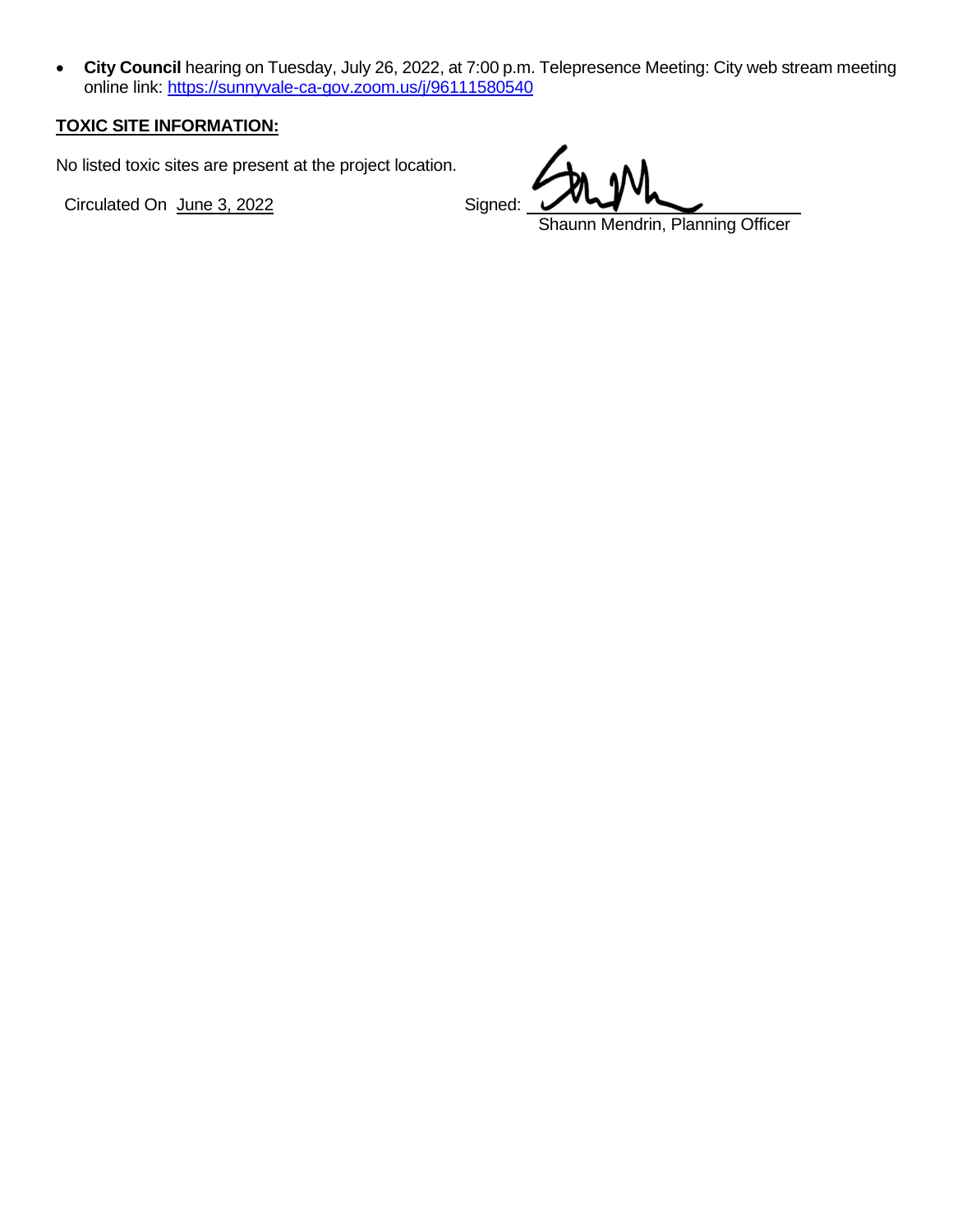- **City Council** hearing on Tuesday, July 26, 2022, at 7:00 p.m. Telepresence Meeting: City web stream meeting online link: https://sunnyvale-ca-gov.zoom.us/j/96111580540

**TOXIC SITE INFORMATION:**

No listed toxic sites are present at the project location.

Circulated On June 3, 2022

Signed:

Shaunn Mendrin, Planning Officer